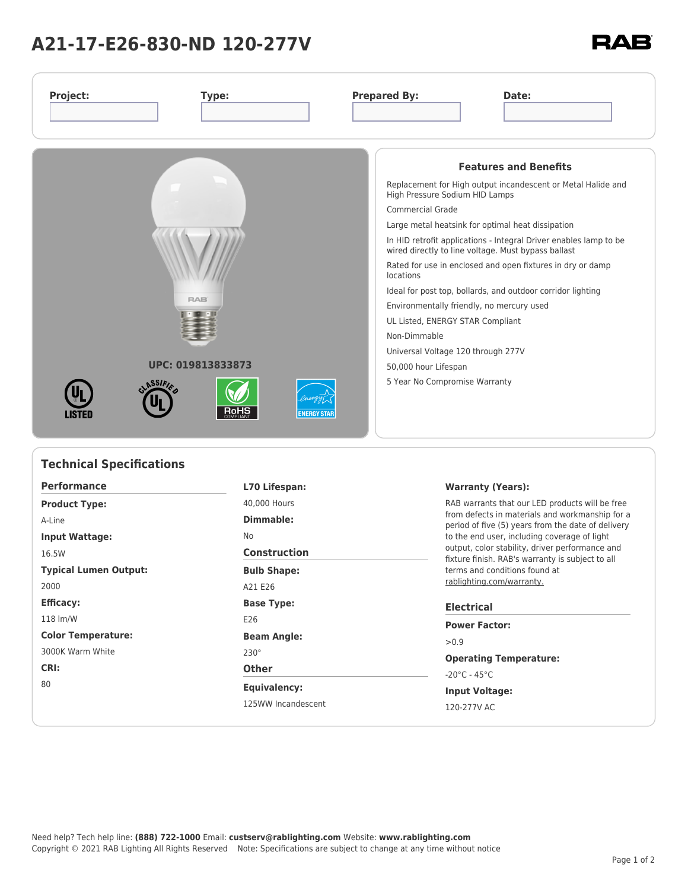# A21-17-E26-830-ND 120-277V

RAB

| Project: | Type: | Prepared By: | Date: |
| --- | --- | --- | --- |
| | | | |

**UPC: 019813833873**

LISTED

## Features and Benefits

- Replacement for High output incandescent or Metal Halide and High Pressure Sodium HID Lamps
- Commercial Grade
- Large metal heatsink for optimal heat dissipation
- In HID retrofit applications - Integral Driver enables lamp to be wired directly to line voltage. Must bypass ballast
- Rated for use in enclosed and open fixtures in dry or damp locations
- Ideal for post top, bollards, and outdoor corridor lighting
- Environmentally friendly, no mercury used
- UL Listed, ENERGY STAR Compliant
- Non-Dimmable
- Universal Voltage 120 through 277V
- 50,000 hour Lifespan
- 5 Year No Compromise Warranty

## Technical Specifications

### Performance

**Product Type:**

A-Line

**Input Wattage:**

16.5W

**Typical Lumen Output:**

2000

**Efficacy:**

118 lm/W

**Color Temperature:**

3000K Warm White

**CRI:**

80

**L70 Lifespan:**

40,000 Hours

**Dimmable:**

No

### Construction

**Bulb Shape:**

A21 E26

**Base Type:**

E26

**Beam Angle:**

230°

### Other

**Equivalency:**

125WW Incandescent

**Warranty (Years):**

RAB warrants that our LED products will be free from defects in materials and workmanship for a period of five (5) years from the date of delivery to the end user, including coverage of light output, color stability, driver performance and fixture finish. RAB's warranty is subject to all terms and conditions found at rablighting.com/warranty.

### Electrical

**Power Factor:**

>0.9

**Operating Temperature:**

-20°C - 45°C

**Input Voltage:**

120-277V AC

Need help? Tech help line: **(888) 722-1000** Email: **custserv@rablighting.com** Website: **www.rablighting.com**
Copyright © 2021 RAB Lighting All Rights Reserved   Note: Specifications are subject to change at any time without notice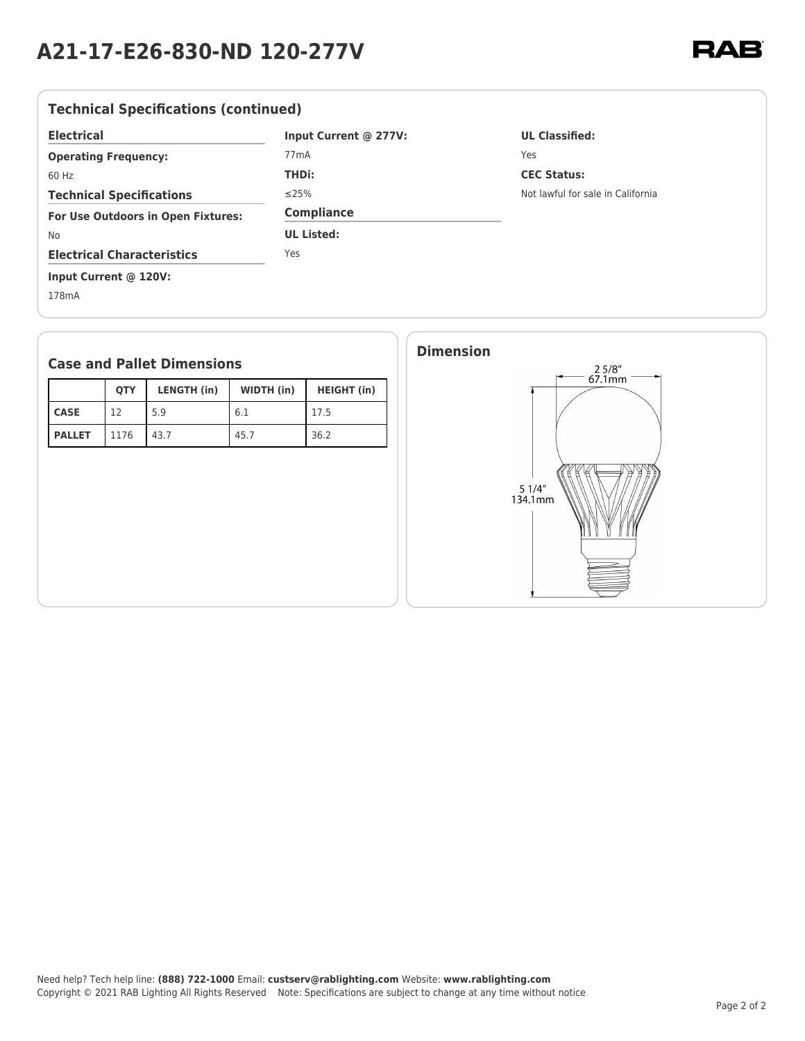# A21-17-E26-830-ND 120-277V

## Technical Specifications (continued)

### Electrical

**Operating Frequency:**

60 Hz

### Technical Specifications

**For Use Outdoors in Open Fixtures:**

No

### Electrical Characteristics

**Input Current @ 120V:**

178mA

**Input Current @ 277V:**

77mA

**THDi:**

≤25%

### Compliance

**UL Listed:**

Yes

**UL Classified:**

Yes

**CEC Status:**

Not lawful for sale in California

## Case and Pallet Dimensions

| | QTY | LENGTH (in) | WIDTH (in) | HEIGHT (in) |
|---|---|---|---|---|
| CASE | 12 | 5.9 | 6.1 | 17.5 |
| PALLET | 1176 | 43.7 | 45.7 | 36.2 |

## Dimension

2 5/8″
67.1mm

5 1/4″
134.1mm

Need help? Tech help line: **(888) 722-1000** Email: **custserv@rablighting.com** Website: **www.rablighting.com**
Copyright © 2021 RAB Lighting All Rights Reserved Note: Specifications are subject to change at any time without notice